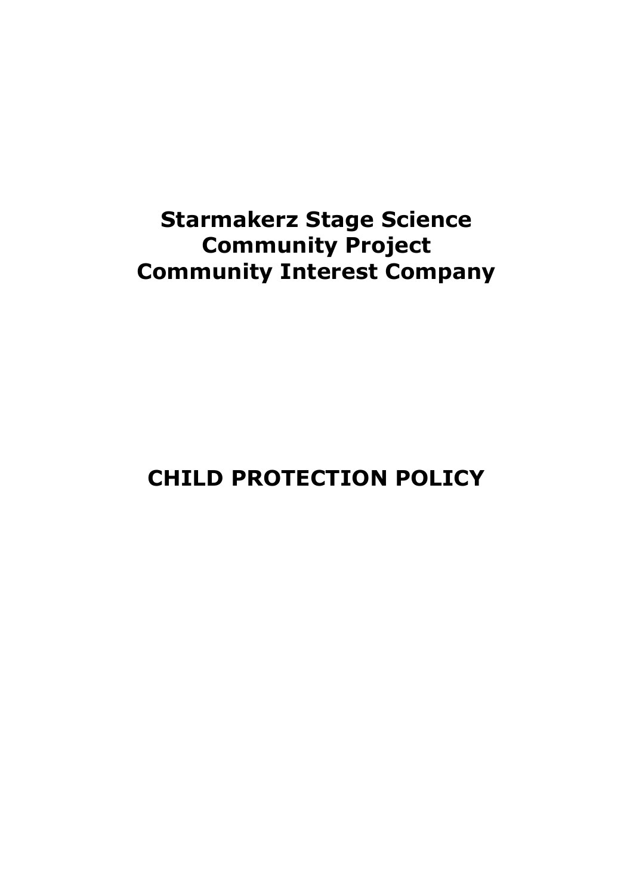# Starmakerz Stage Science Community Project Community Interest Company

# CHILD PROTECTION POLICY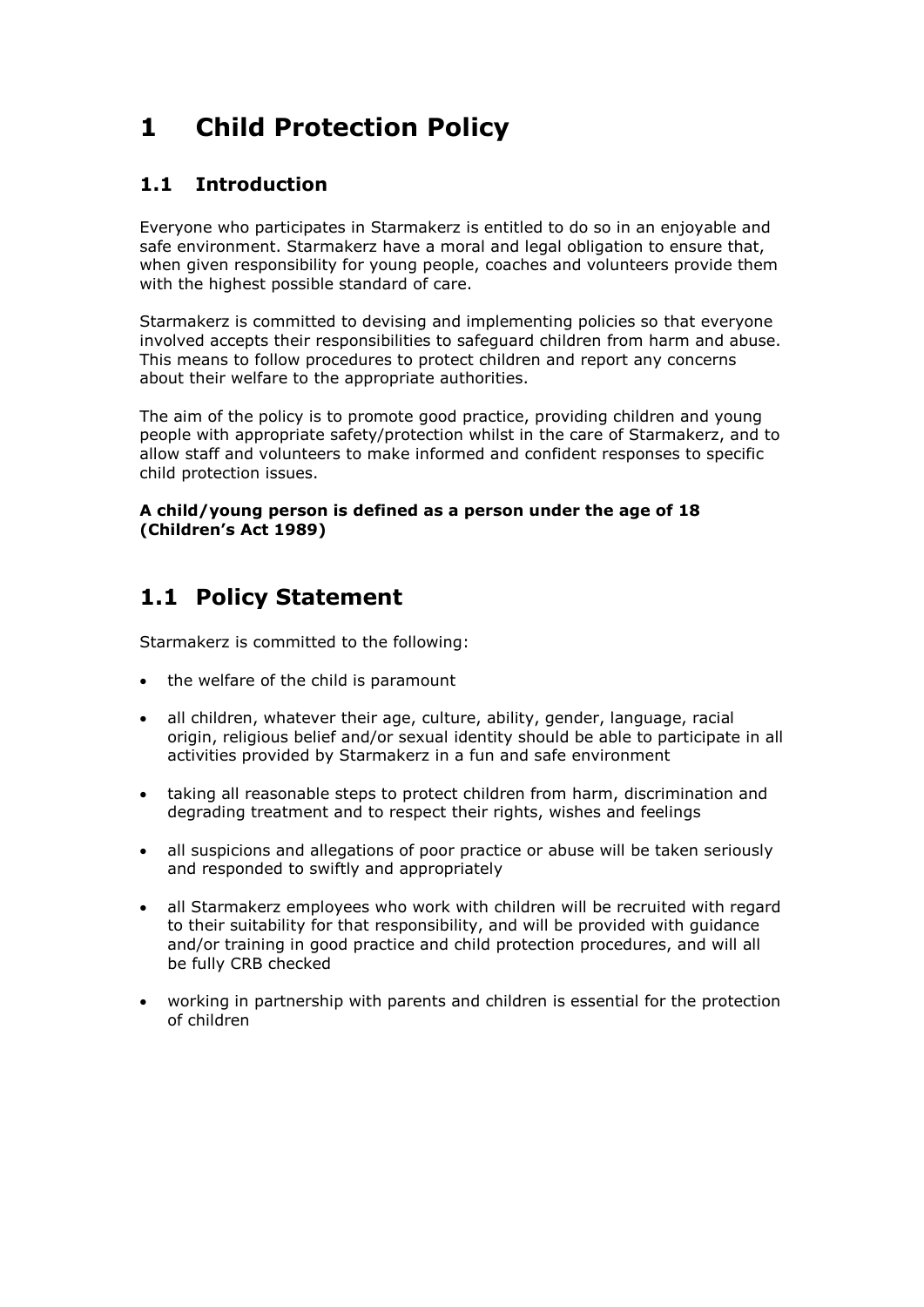# 1 Child Protection Policy

## 1.1 Introduction

Everyone who participates in Starmakerz is entitled to do so in an enjoyable and safe environment. Starmakerz have a moral and legal obligation to ensure that, when given responsibility for young people, coaches and volunteers provide them with the highest possible standard of care.

Starmakerz is committed to devising and implementing policies so that everyone involved accepts their responsibilities to safeguard children from harm and abuse. This means to follow procedures to protect children and report any concerns about their welfare to the appropriate authorities.

The aim of the policy is to promote good practice, providing children and young people with appropriate safety/protection whilst in the care of Starmakerz, and to allow staff and volunteers to make informed and confident responses to specific child protection issues.

**A child/young person is defined as a person under the age of 18 (Children's Act 1989)**

## 1.1 Policy Statement

Starmakerz is committed to the following:

- the welfare of the child is paramount
- all children, whatever their age, culture, ability, gender, language, racial origin, religious belief and/or sexual identity should be able to participate in all activities provided by Starmakerz in a fun and safe environment
- taking all reasonable steps to protect children from harm, discrimination and degrading treatment and to respect their rights, wishes and feelings
- all suspicions and allegations of poor practice or abuse will be taken seriously and responded to swiftly and appropriately
- all Starmakerz employees who work with children will be recruited with regard to their suitability for that responsibility, and will be provided with guidance and/or training in good practice and child protection procedures, and will all be fully CRB checked
- working in partnership with parents and children is essential for the protection of children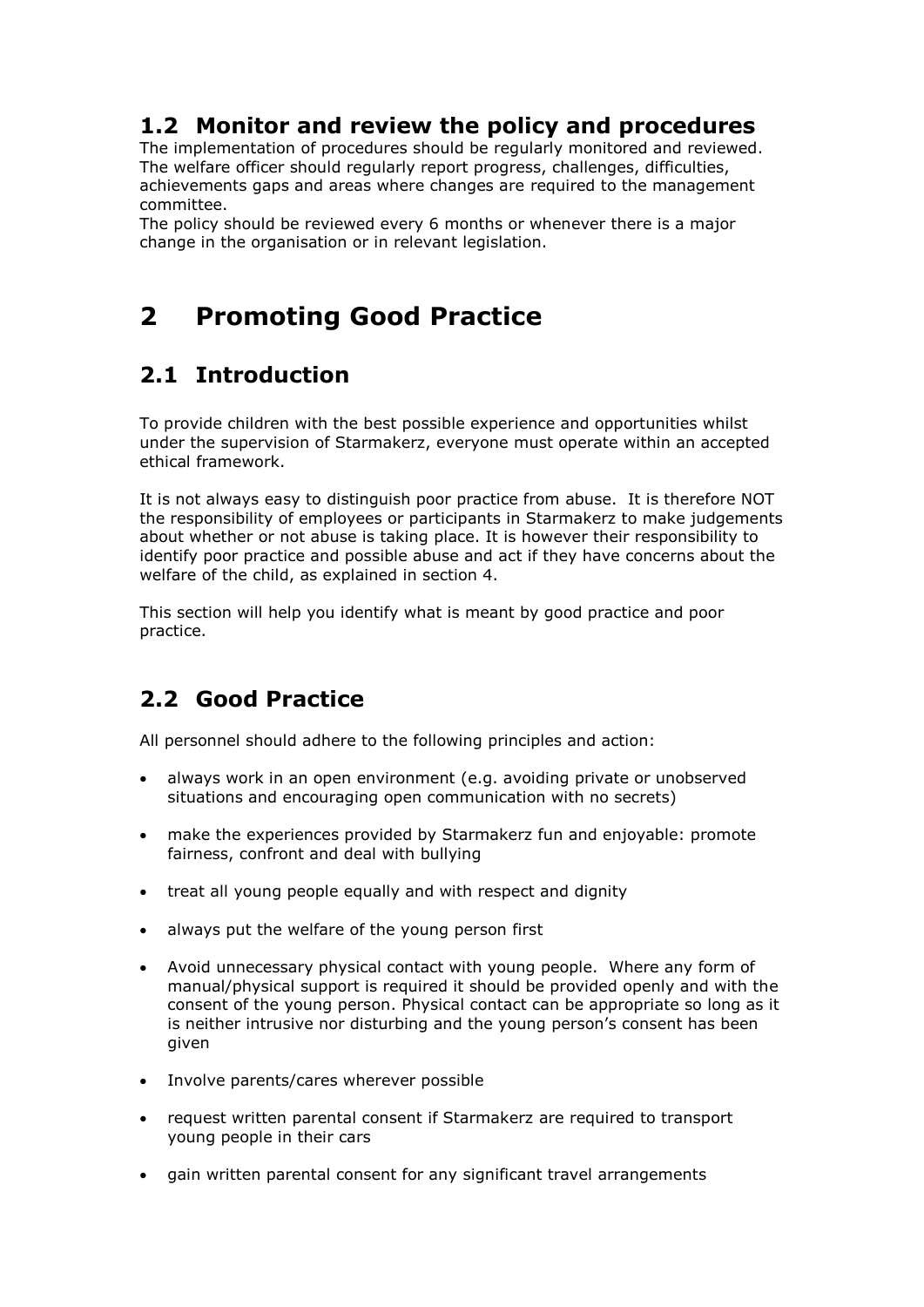## 1.2 Monitor and review the policy and procedures

The implementation of procedures should be regularly monitored and reviewed. The welfare officer should regularly report progress, challenges, difficulties, achievements gaps and areas where changes are required to the management committee.
The policy should be reviewed every 6 months or whenever there is a major change in the organisation or in relevant legislation.

# 2 Promoting Good Practice

## 2.1 Introduction

To provide children with the best possible experience and opportunities whilst under the supervision of Starmakerz, everyone must operate within an accepted ethical framework.

It is not always easy to distinguish poor practice from abuse. It is therefore NOT the responsibility of employees or participants in Starmakerz to make judgements about whether or not abuse is taking place. It is however their responsibility to identify poor practice and possible abuse and act if they have concerns about the welfare of the child, as explained in section 4.

This section will help you identify what is meant by good practice and poor practice.

## 2.2 Good Practice

All personnel should adhere to the following principles and action:

- always work in an open environment (e.g. avoiding private or unobserved situations and encouraging open communication with no secrets)
- make the experiences provided by Starmakerz fun and enjoyable: promote fairness, confront and deal with bullying
- treat all young people equally and with respect and dignity
- always put the welfare of the young person first
- Avoid unnecessary physical contact with young people. Where any form of manual/physical support is required it should be provided openly and with the consent of the young person. Physical contact can be appropriate so long as it is neither intrusive nor disturbing and the young person's consent has been given
- Involve parents/cares wherever possible
- request written parental consent if Starmakerz are required to transport young people in their cars
- gain written parental consent for any significant travel arrangements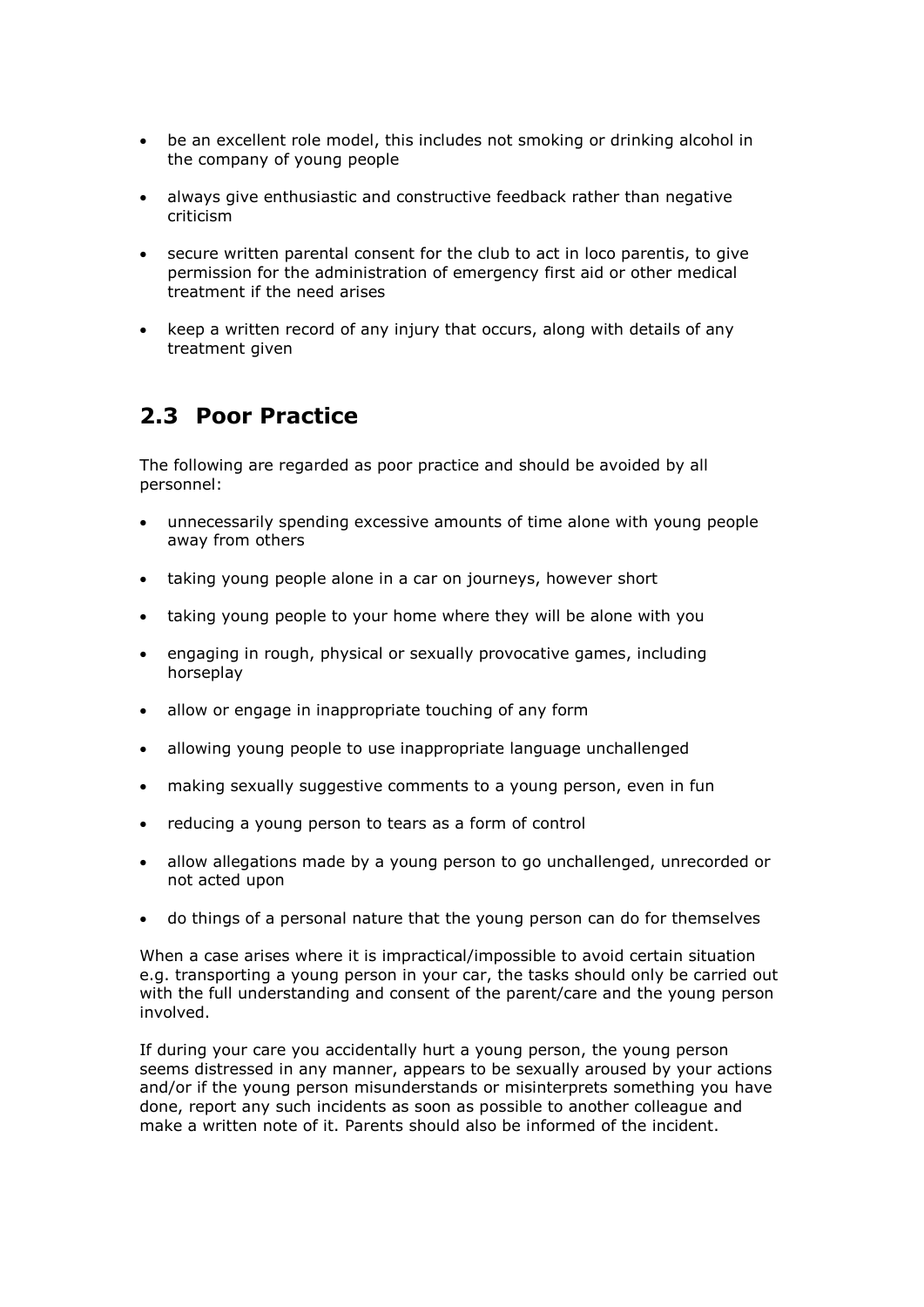- be an excellent role model, this includes not smoking or drinking alcohol in the company of young people
- always give enthusiastic and constructive feedback rather than negative criticism
- secure written parental consent for the club to act in loco parentis, to give permission for the administration of emergency first aid or other medical treatment if the need arises
- keep a written record of any injury that occurs, along with details of any treatment given

## 2.3 Poor Practice

The following are regarded as poor practice and should be avoided by all personnel:

- unnecessarily spending excessive amounts of time alone with young people away from others
- taking young people alone in a car on journeys, however short
- taking young people to your home where they will be alone with you
- engaging in rough, physical or sexually provocative games, including horseplay
- allow or engage in inappropriate touching of any form
- allowing young people to use inappropriate language unchallenged
- making sexually suggestive comments to a young person, even in fun
- reducing a young person to tears as a form of control
- allow allegations made by a young person to go unchallenged, unrecorded or not acted upon
- do things of a personal nature that the young person can do for themselves

When a case arises where it is impractical/impossible to avoid certain situation e.g. transporting a young person in your car, the tasks should only be carried out with the full understanding and consent of the parent/care and the young person involved.

If during your care you accidentally hurt a young person, the young person seems distressed in any manner, appears to be sexually aroused by your actions and/or if the young person misunderstands or misinterprets something you have done, report any such incidents as soon as possible to another colleague and make a written note of it. Parents should also be informed of the incident.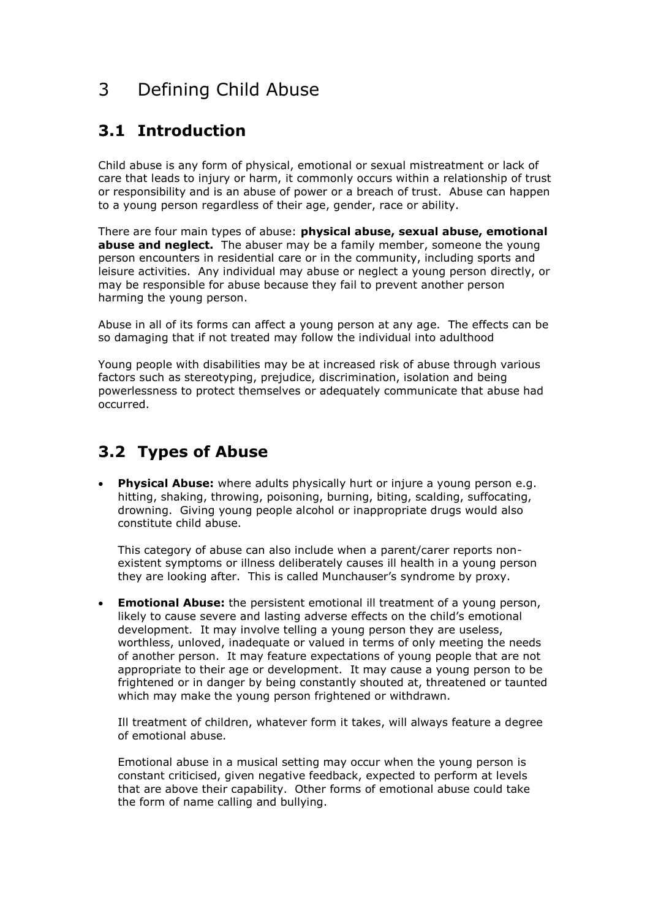# 3 Defining Child Abuse

## 3.1 Introduction

Child abuse is any form of physical, emotional or sexual mistreatment or lack of care that leads to injury or harm, it commonly occurs within a relationship of trust or responsibility and is an abuse of power or a breach of trust. Abuse can happen to a young person regardless of their age, gender, race or ability.

There are four main types of abuse: **physical abuse, sexual abuse, emotional abuse and neglect.** The abuser may be a family member, someone the young person encounters in residential care or in the community, including sports and leisure activities. Any individual may abuse or neglect a young person directly, or may be responsible for abuse because they fail to prevent another person harming the young person.

Abuse in all of its forms can affect a young person at any age. The effects can be so damaging that if not treated may follow the individual into adulthood

Young people with disabilities may be at increased risk of abuse through various factors such as stereotyping, prejudice, discrimination, isolation and being powerlessness to protect themselves or adequately communicate that abuse had occurred.

## 3.2 Types of Abuse

- **Physical Abuse:** where adults physically hurt or injure a young person e.g. hitting, shaking, throwing, poisoning, burning, biting, scalding, suffocating, drowning. Giving young people alcohol or inappropriate drugs would also constitute child abuse.

  This category of abuse can also include when a parent/carer reports non-existent symptoms or illness deliberately causes ill health in a young person they are looking after. This is called Munchauser's syndrome by proxy.

- **Emotional Abuse:** the persistent emotional ill treatment of a young person, likely to cause severe and lasting adverse effects on the child's emotional development. It may involve telling a young person they are useless, worthless, unloved, inadequate or valued in terms of only meeting the needs of another person. It may feature expectations of young people that are not appropriate to their age or development. It may cause a young person to be frightened or in danger by being constantly shouted at, threatened or taunted which may make the young person frightened or withdrawn.

  Ill treatment of children, whatever form it takes, will always feature a degree of emotional abuse.

  Emotional abuse in a musical setting may occur when the young person is constant criticised, given negative feedback, expected to perform at levels that are above their capability. Other forms of emotional abuse could take the form of name calling and bullying.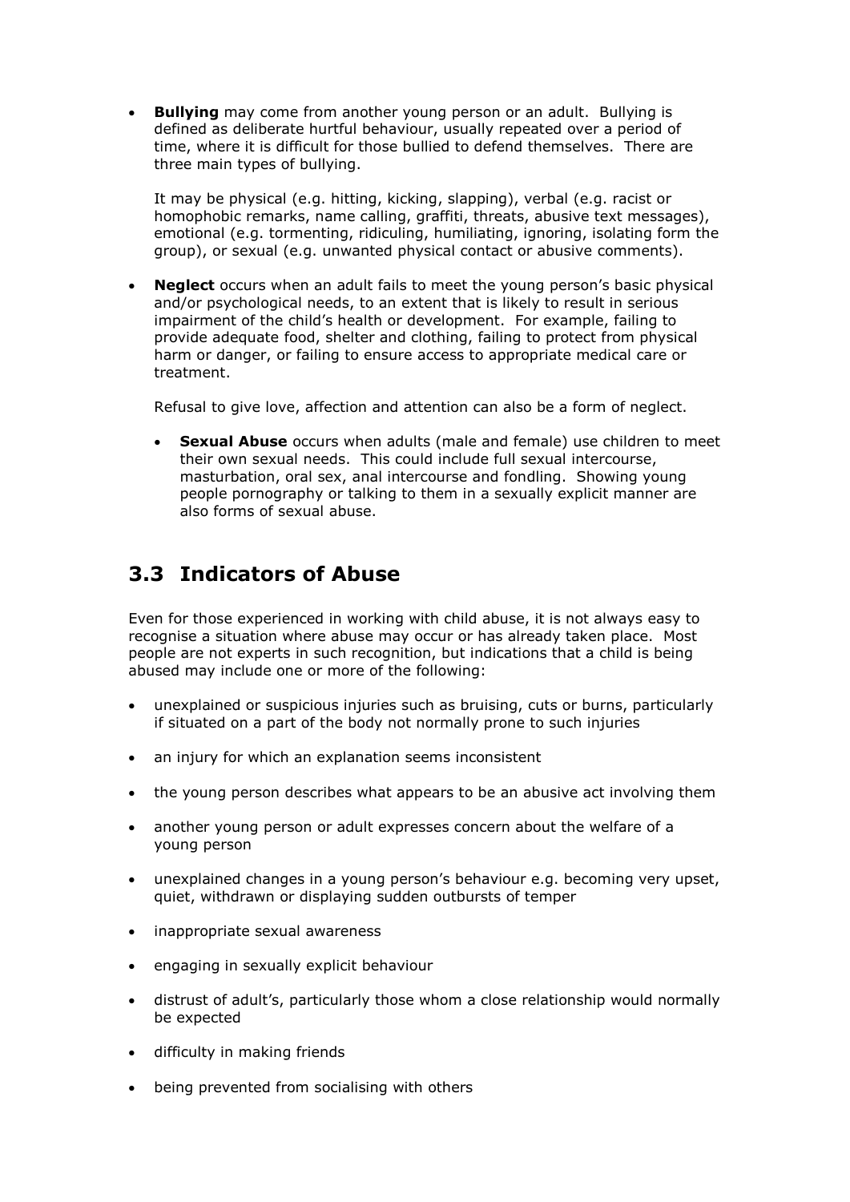- **Bullying** may come from another young person or an adult. Bullying is defined as deliberate hurtful behaviour, usually repeated over a period of time, where it is difficult for those bullied to defend themselves. There are three main types of bullying.

  It may be physical (e.g. hitting, kicking, slapping), verbal (e.g. racist or homophobic remarks, name calling, graffiti, threats, abusive text messages), emotional (e.g. tormenting, ridiculing, humiliating, ignoring, isolating form the group), or sexual (e.g. unwanted physical contact or abusive comments).

- **Neglect** occurs when an adult fails to meet the young person's basic physical and/or psychological needs, to an extent that is likely to result in serious impairment of the child's health or development. For example, failing to provide adequate food, shelter and clothing, failing to protect from physical harm or danger, or failing to ensure access to appropriate medical care or treatment.

  Refusal to give love, affection and attention can also be a form of neglect.

  - **Sexual Abuse** occurs when adults (male and female) use children to meet their own sexual needs. This could include full sexual intercourse, masturbation, oral sex, anal intercourse and fondling. Showing young people pornography or talking to them in a sexually explicit manner are also forms of sexual abuse.

## 3.3 Indicators of Abuse

Even for those experienced in working with child abuse, it is not always easy to recognise a situation where abuse may occur or has already taken place. Most people are not experts in such recognition, but indications that a child is being abused may include one or more of the following:

- unexplained or suspicious injuries such as bruising, cuts or burns, particularly if situated on a part of the body not normally prone to such injuries
- an injury for which an explanation seems inconsistent
- the young person describes what appears to be an abusive act involving them
- another young person or adult expresses concern about the welfare of a young person
- unexplained changes in a young person's behaviour e.g. becoming very upset, quiet, withdrawn or displaying sudden outbursts of temper
- inappropriate sexual awareness
- engaging in sexually explicit behaviour
- distrust of adult's, particularly those whom a close relationship would normally be expected
- difficulty in making friends
- being prevented from socialising with others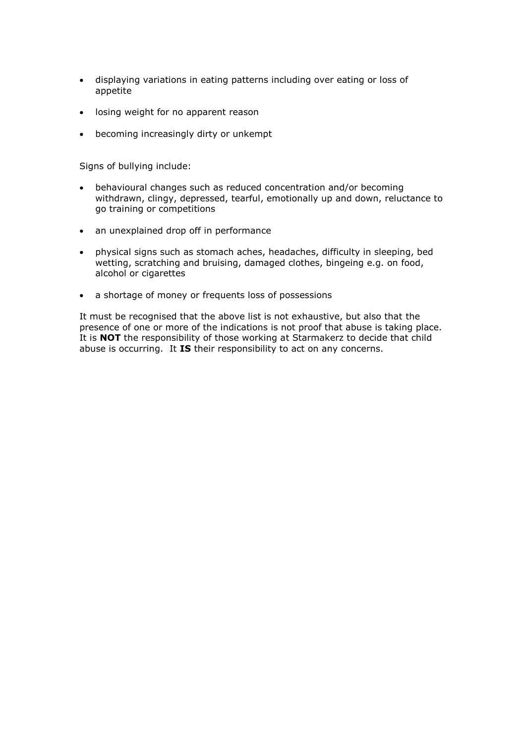- displaying variations in eating patterns including over eating or loss of appetite
- losing weight for no apparent reason
- becoming increasingly dirty or unkempt

Signs of bullying include:

- behavioural changes such as reduced concentration and/or becoming withdrawn, clingy, depressed, tearful, emotionally up and down, reluctance to go training or competitions
- an unexplained drop off in performance
- physical signs such as stomach aches, headaches, difficulty in sleeping, bed wetting, scratching and bruising, damaged clothes, bingeing e.g. on food, alcohol or cigarettes
- a shortage of money or frequents loss of possessions

It must be recognised that the above list is not exhaustive, but also that the presence of one or more of the indications is not proof that abuse is taking place. It is **NOT** the responsibility of those working at Starmakerz to decide that child abuse is occurring. It **IS** their responsibility to act on any concerns.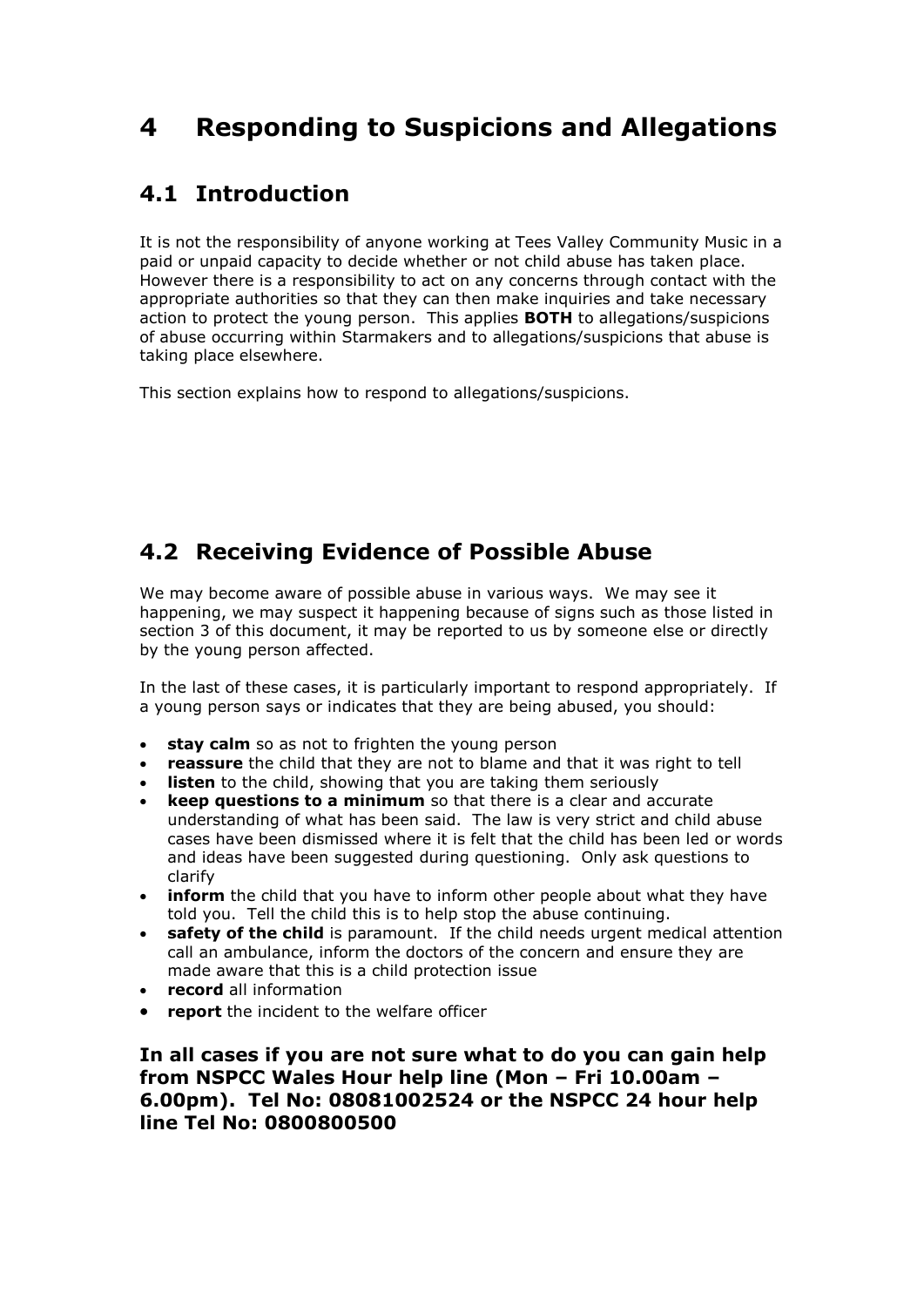# 4 Responding to Suspicions and Allegations

## 4.1 Introduction

It is not the responsibility of anyone working at Tees Valley Community Music in a paid or unpaid capacity to decide whether or not child abuse has taken place. However there is a responsibility to act on any concerns through contact with the appropriate authorities so that they can then make inquiries and take necessary action to protect the young person. This applies **BOTH** to allegations/suspicions of abuse occurring within Starmakers and to allegations/suspicions that abuse is taking place elsewhere.

This section explains how to respond to allegations/suspicions.

## 4.2 Receiving Evidence of Possible Abuse

We may become aware of possible abuse in various ways. We may see it happening, we may suspect it happening because of signs such as those listed in section 3 of this document, it may be reported to us by someone else or directly by the young person affected.

In the last of these cases, it is particularly important to respond appropriately. If a young person says or indicates that they are being abused, you should:

- **stay calm** so as not to frighten the young person
- **reassure** the child that they are not to blame and that it was right to tell
- **listen** to the child, showing that you are taking them seriously
- **keep questions to a minimum** so that there is a clear and accurate understanding of what has been said. The law is very strict and child abuse cases have been dismissed where it is felt that the child has been led or words and ideas have been suggested during questioning. Only ask questions to clarify
- **inform** the child that you have to inform other people about what they have told you. Tell the child this is to help stop the abuse continuing.
- **safety of the child** is paramount. If the child needs urgent medical attention call an ambulance, inform the doctors of the concern and ensure they are made aware that this is a child protection issue
- **record** all information
- **report** the incident to the welfare officer

**In all cases if you are not sure what to do you can gain help from NSPCC Wales Hour help line (Mon – Fri 10.00am – 6.00pm). Tel No: 08081002524 or the NSPCC 24 hour help line Tel No: 0800800500**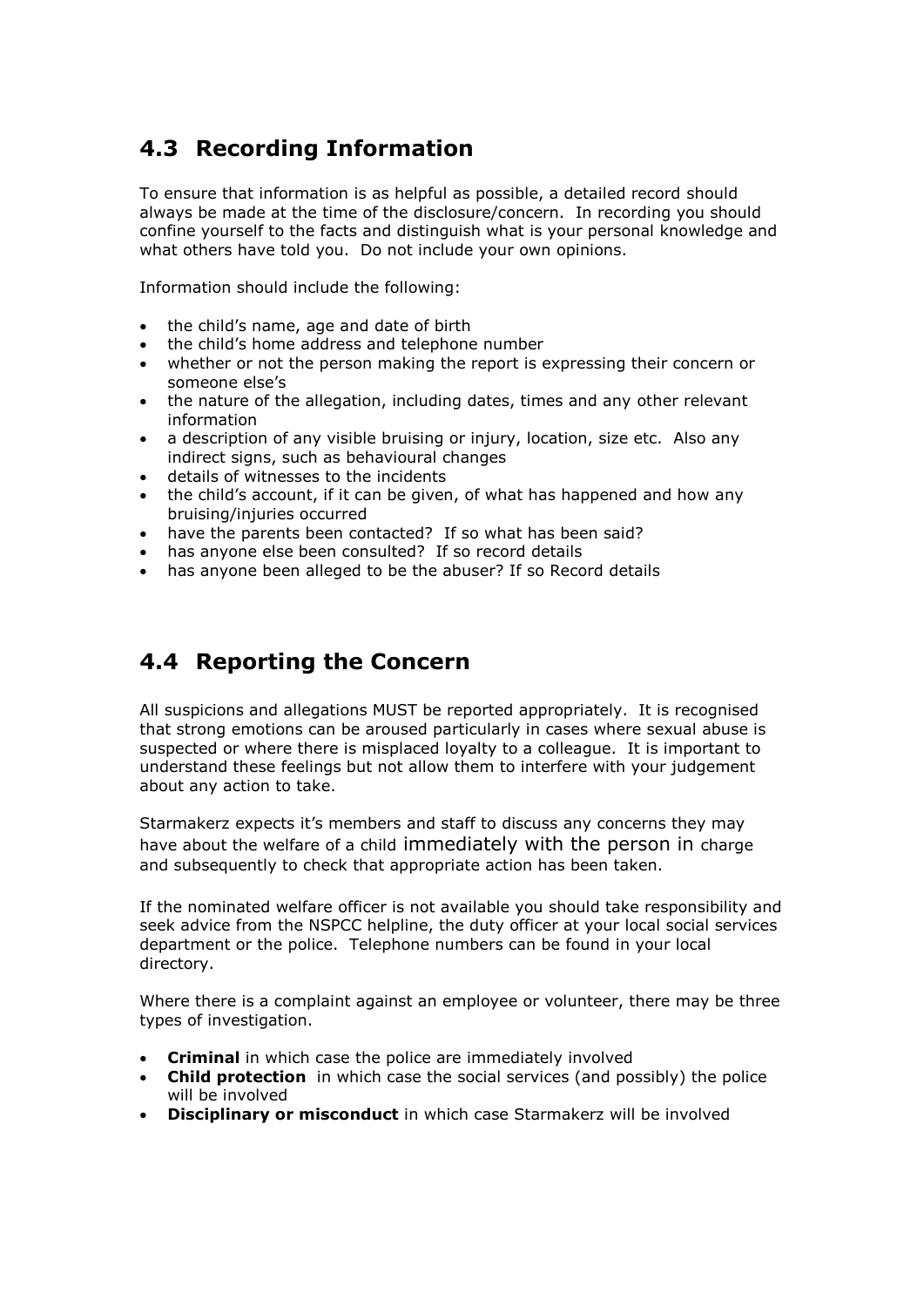## 4.3 Recording Information

To ensure that information is as helpful as possible, a detailed record should always be made at the time of the disclosure/concern. In recording you should confine yourself to the facts and distinguish what is your personal knowledge and what others have told you. Do not include your own opinions.

Information should include the following:

- the child's name, age and date of birth
- the child's home address and telephone number
- whether or not the person making the report is expressing their concern or someone else's
- the nature of the allegation, including dates, times and any other relevant information
- a description of any visible bruising or injury, location, size etc. Also any indirect signs, such as behavioural changes
- details of witnesses to the incidents
- the child's account, if it can be given, of what has happened and how any bruising/injuries occurred
- have the parents been contacted? If so what has been said?
- has anyone else been consulted? If so record details
- has anyone been alleged to be the abuser? If so Record details

## 4.4 Reporting the Concern

All suspicions and allegations MUST be reported appropriately. It is recognised that strong emotions can be aroused particularly in cases where sexual abuse is suspected or where there is misplaced loyalty to a colleague. It is important to understand these feelings but not allow them to interfere with your judgement about any action to take.

Starmakerz expects it's members and staff to discuss any concerns they may have about the welfare of a child immediately with the person in charge and subsequently to check that appropriate action has been taken.

If the nominated welfare officer is not available you should take responsibility and seek advice from the NSPCC helpline, the duty officer at your local social services department or the police. Telephone numbers can be found in your local directory.

Where there is a complaint against an employee or volunteer, there may be three types of investigation.

- **Criminal** in which case the police are immediately involved
- **Child protection** in which case the social services (and possibly) the police will be involved
- **Disciplinary or misconduct** in which case Starmakerz will be involved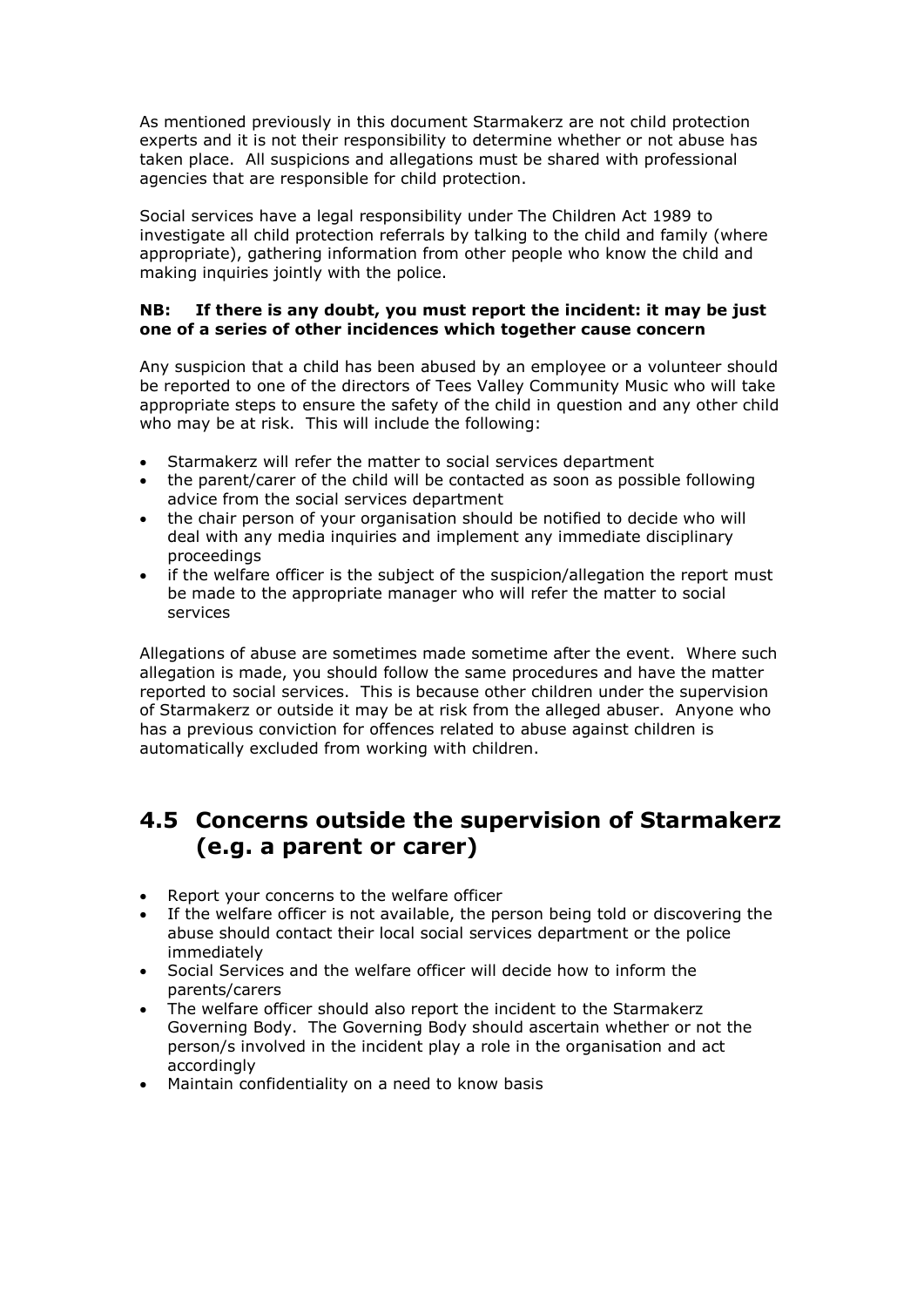As mentioned previously in this document Starmakerz are not child protection experts and it is not their responsibility to determine whether or not abuse has taken place. All suspicions and allegations must be shared with professional agencies that are responsible for child protection.

Social services have a legal responsibility under The Children Act 1989 to investigate all child protection referrals by talking to the child and family (where appropriate), gathering information from other people who know the child and making inquiries jointly with the police.

**NB: If there is any doubt, you must report the incident: it may be just one of a series of other incidences which together cause concern**

Any suspicion that a child has been abused by an employee or a volunteer should be reported to one of the directors of Tees Valley Community Music who will take appropriate steps to ensure the safety of the child in question and any other child who may be at risk. This will include the following:

- Starmakerz will refer the matter to social services department
- the parent/carer of the child will be contacted as soon as possible following advice from the social services department
- the chair person of your organisation should be notified to decide who will deal with any media inquiries and implement any immediate disciplinary proceedings
- if the welfare officer is the subject of the suspicion/allegation the report must be made to the appropriate manager who will refer the matter to social services

Allegations of abuse are sometimes made sometime after the event. Where such allegation is made, you should follow the same procedures and have the matter reported to social services. This is because other children under the supervision of Starmakerz or outside it may be at risk from the alleged abuser. Anyone who has a previous conviction for offences related to abuse against children is automatically excluded from working with children.

## 4.5 Concerns outside the supervision of Starmakerz (e.g. a parent or carer)

- Report your concerns to the welfare officer
- If the welfare officer is not available, the person being told or discovering the abuse should contact their local social services department or the police immediately
- Social Services and the welfare officer will decide how to inform the parents/carers
- The welfare officer should also report the incident to the Starmakerz Governing Body. The Governing Body should ascertain whether or not the person/s involved in the incident play a role in the organisation and act accordingly
- Maintain confidentiality on a need to know basis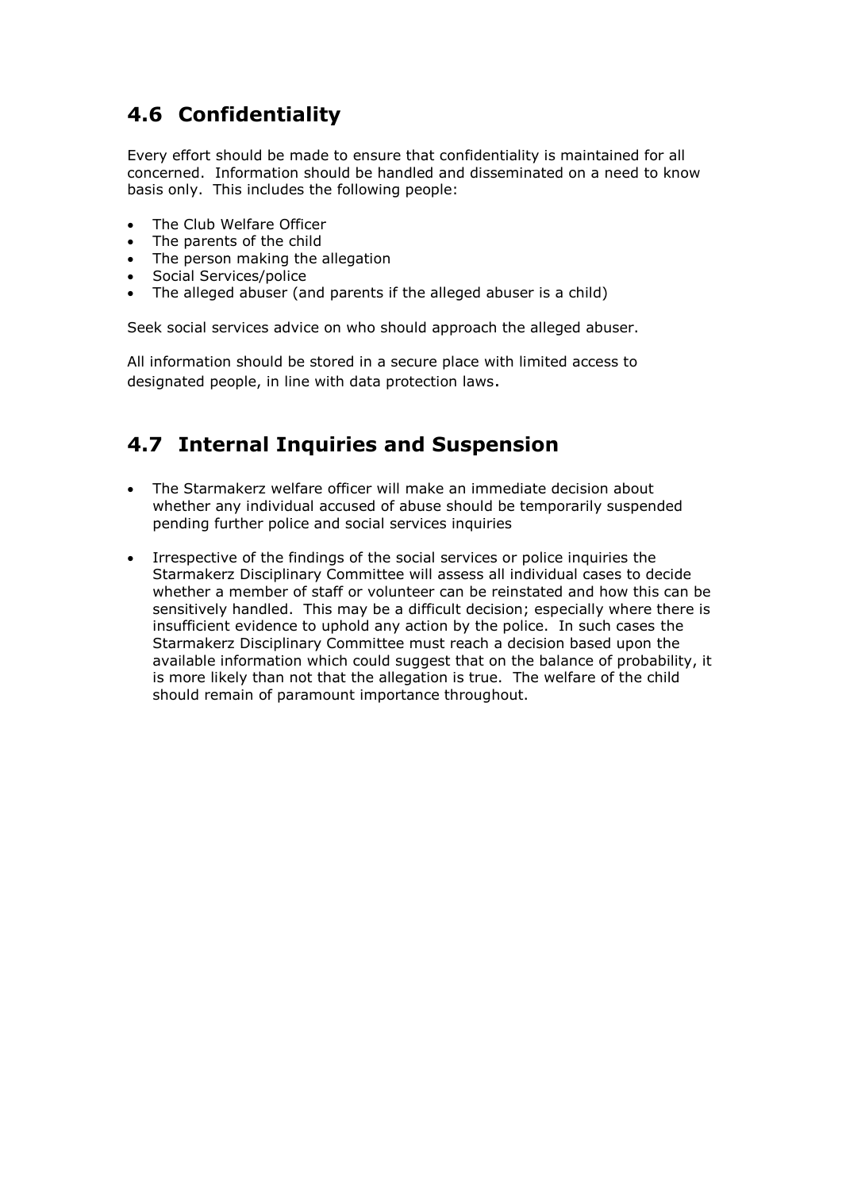## 4.6 Confidentiality

Every effort should be made to ensure that confidentiality is maintained for all concerned. Information should be handled and disseminated on a need to know basis only. This includes the following people:

- The Club Welfare Officer
- The parents of the child
- The person making the allegation
- Social Services/police
- The alleged abuser (and parents if the alleged abuser is a child)

Seek social services advice on who should approach the alleged abuser.

All information should be stored in a secure place with limited access to designated people, in line with data protection laws.

## 4.7 Internal Inquiries and Suspension

- The Starmakerz welfare officer will make an immediate decision about whether any individual accused of abuse should be temporarily suspended pending further police and social services inquiries

- Irrespective of the findings of the social services or police inquiries the Starmakerz Disciplinary Committee will assess all individual cases to decide whether a member of staff or volunteer can be reinstated and how this can be sensitively handled. This may be a difficult decision; especially where there is insufficient evidence to uphold any action by the police. In such cases the Starmakerz Disciplinary Committee must reach a decision based upon the available information which could suggest that on the balance of probability, it is more likely than not that the allegation is true. The welfare of the child should remain of paramount importance throughout.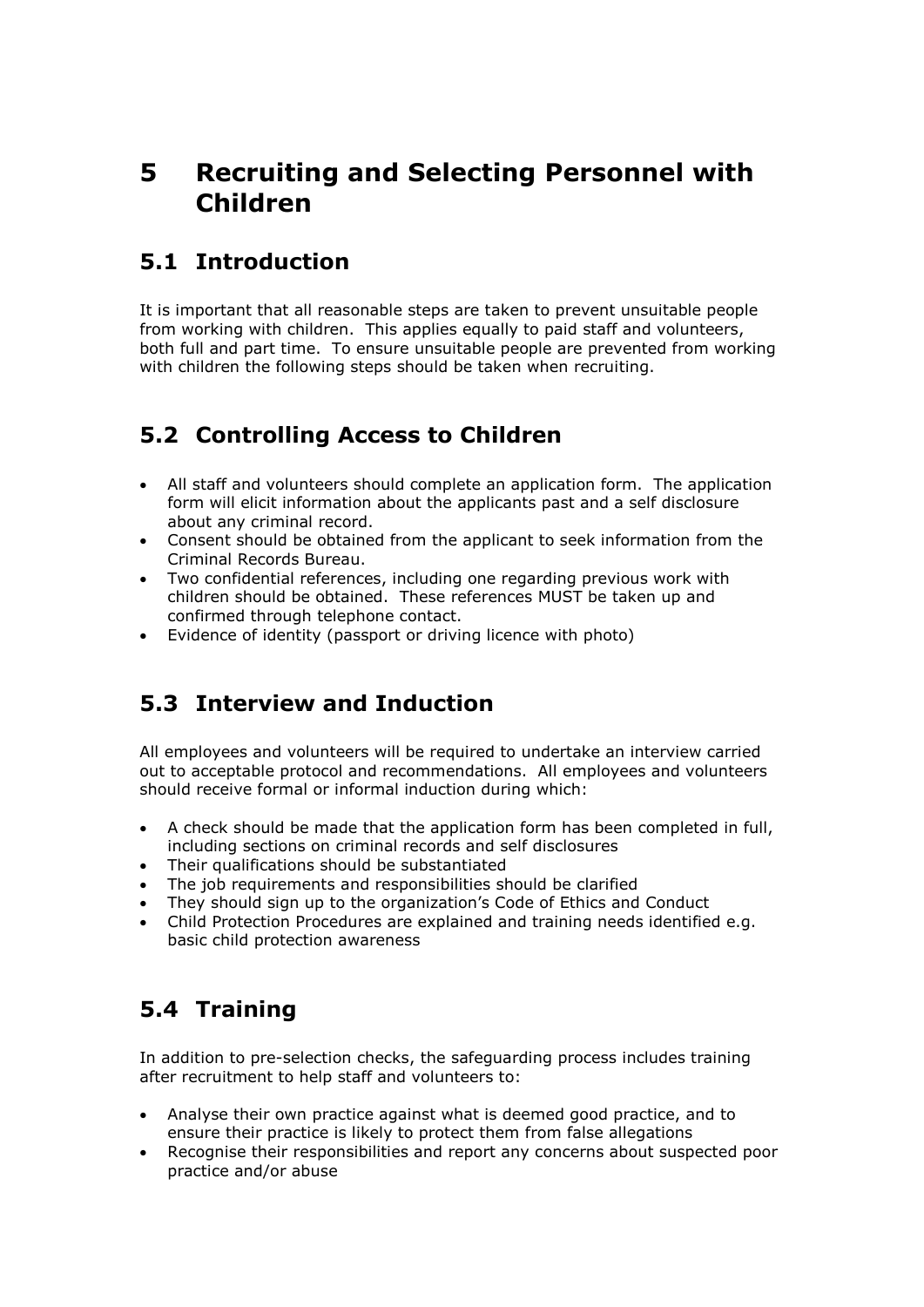# 5 Recruiting and Selecting Personnel with Children

## 5.1 Introduction

It is important that all reasonable steps are taken to prevent unsuitable people from working with children. This applies equally to paid staff and volunteers, both full and part time. To ensure unsuitable people are prevented from working with children the following steps should be taken when recruiting.

## 5.2 Controlling Access to Children

- All staff and volunteers should complete an application form. The application form will elicit information about the applicants past and a self disclosure about any criminal record.
- Consent should be obtained from the applicant to seek information from the Criminal Records Bureau.
- Two confidential references, including one regarding previous work with children should be obtained. These references MUST be taken up and confirmed through telephone contact.
- Evidence of identity (passport or driving licence with photo)

## 5.3 Interview and Induction

All employees and volunteers will be required to undertake an interview carried out to acceptable protocol and recommendations. All employees and volunteers should receive formal or informal induction during which:

- A check should be made that the application form has been completed in full, including sections on criminal records and self disclosures
- Their qualifications should be substantiated
- The job requirements and responsibilities should be clarified
- They should sign up to the organization's Code of Ethics and Conduct
- Child Protection Procedures are explained and training needs identified e.g. basic child protection awareness

## 5.4 Training

In addition to pre-selection checks, the safeguarding process includes training after recruitment to help staff and volunteers to:

- Analyse their own practice against what is deemed good practice, and to ensure their practice is likely to protect them from false allegations
- Recognise their responsibilities and report any concerns about suspected poor practice and/or abuse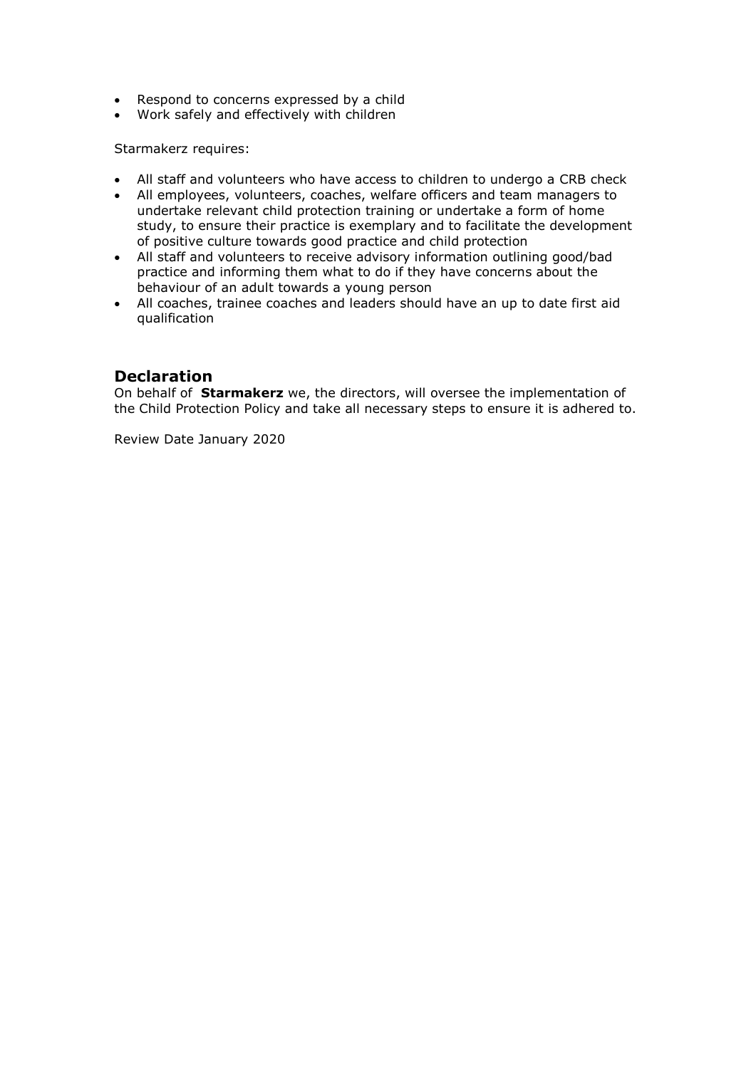- Respond to concerns expressed by a child
- Work safely and effectively with children

Starmakerz requires:

- All staff and volunteers who have access to children to undergo a CRB check
- All employees, volunteers, coaches, welfare officers and team managers to undertake relevant child protection training or undertake a form of home study, to ensure their practice is exemplary and to facilitate the development of positive culture towards good practice and child protection
- All staff and volunteers to receive advisory information outlining good/bad practice and informing them what to do if they have concerns about the behaviour of an adult towards a young person
- All coaches, trainee coaches and leaders should have an up to date first aid qualification

## Declaration

On behalf of **Starmakerz** we, the directors, will oversee the implementation of the Child Protection Policy and take all necessary steps to ensure it is adhered to.

Review Date January 2020